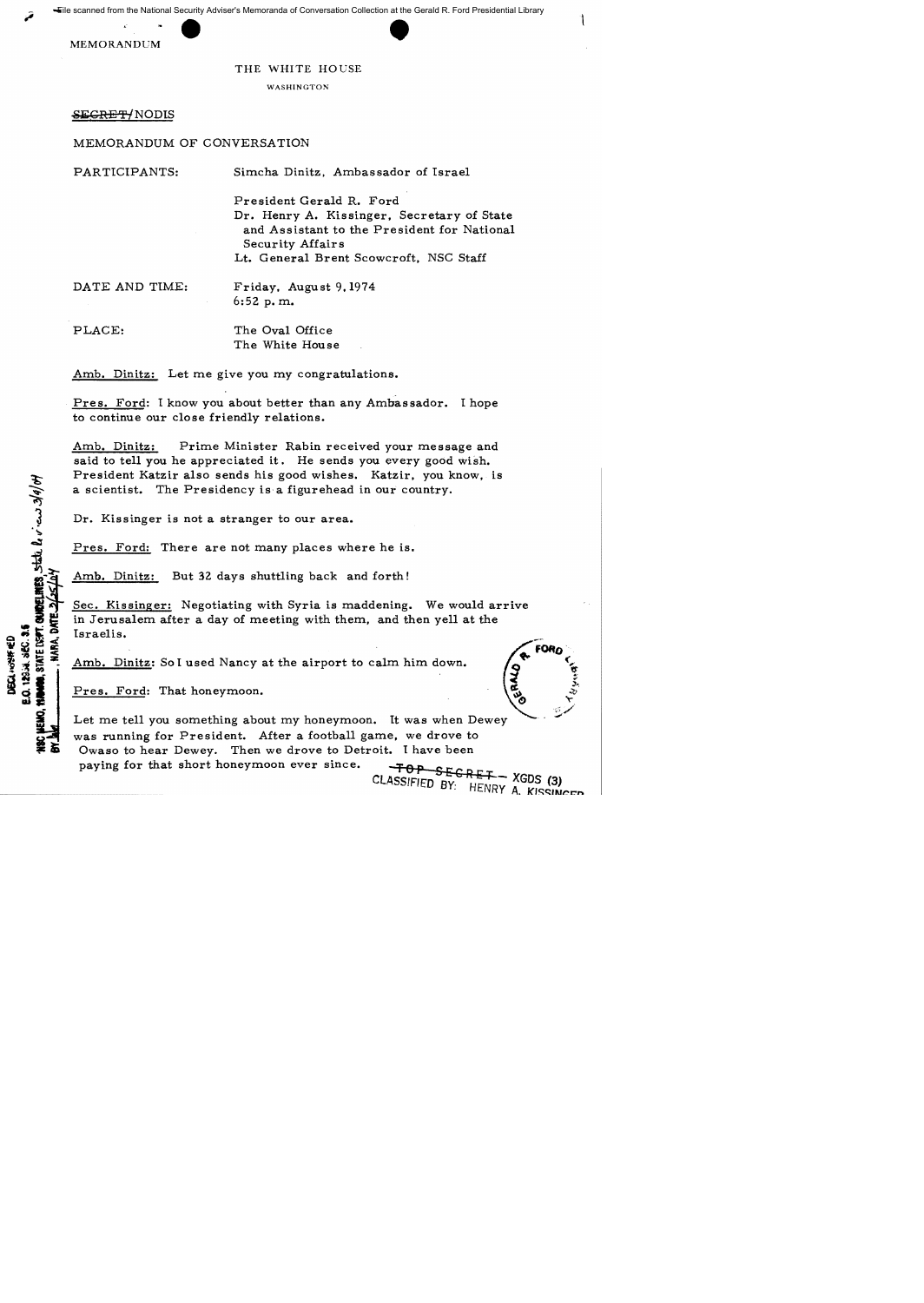File scanned from the National Security Adviser's Memoranda of Conversation Collection at the Gerald R. Ford Presidential Library

MEMORANDUM

THE WHITE HOUSE

WASHINGTON

~~SECRET~~/NODIS

MEMORANDUM OF CONVERSATION

PARTICIPANTS: Simcha Dinitz, Ambassador of Israel

President Gerald R. Ford
Dr. Henry A. Kissinger, Secretary of State and Assistant to the President for National Security Affairs
Lt. General Brent Scowcroft, NSC Staff

DATE AND TIME: Friday, August 9, 1974
6:52 p.m.

PLACE: The Oval Office
The White House

Amb. Dinitz: Let me give you my congratulations.

Pres. Ford: I know you about better than any Ambassador. I hope to continue our close friendly relations.

Amb. Dinitz: Prime Minister Rabin received your message and said to tell you he appreciated it. He sends you every good wish. President Katzir also sends his good wishes. Katzir, you know, is a scientist. The Presidency is a figurehead in our country.

Dr. Kissinger is not a stranger to our area.

Pres. Ford: There are not many places where he is.

Amb. Dinitz: But 32 days shuttling back and forth!

Sec. Kissinger: Negotiating with Syria is maddening. We would arrive in Jerusalem after a day of meeting with them, and then yell at the Israelis.

Amb. Dinitz: So I used Nancy at the airport to calm him down.

Pres. Ford: That honeymoon.

Let me tell you something about my honeymoon. It was when Dewey was running for President. After a football game, we drove to Owaso to hear Dewey. Then we drove to Detroit. I have been paying for that short honeymoon ever since.

DECLASSIFIED
E.O. 12958, SEC. 3.5
NSC MEMO, 11/24/98, STATE DEPT. GUIDELINES, State Review 3/9/04
BY ___, NARA, DATE 3/25/04

~~TOP SECRET~~ – XGDS (3)
CLASSIFIED BY: HENRY A. KISSINGER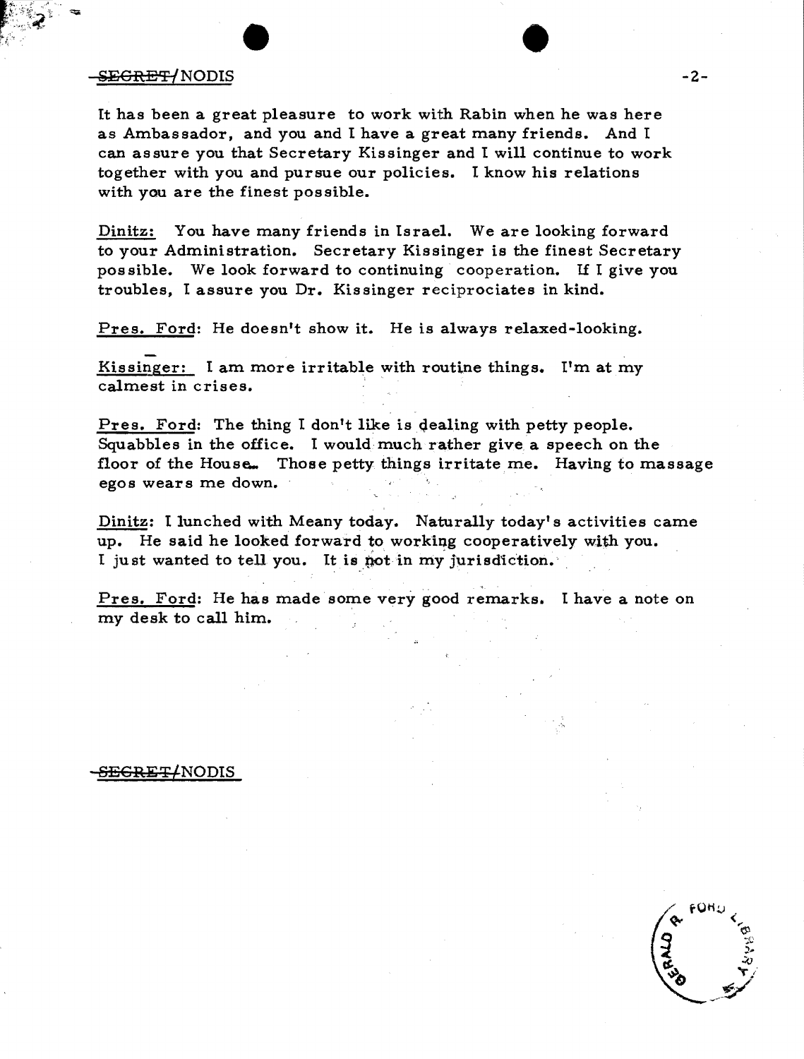It has been a great pleasure to work with Rabin when he was here as Ambassador, and you and I have a great many friends. And I can assure you that Secretary Kissinger and I will continue to work together with you and pursue our policies. I know his relations with you are the finest possible.

Dinitz: You have many friends in Israel. We are looking forward to your Administration. Secretary Kissinger is the finest Secretary possible. We look forward to continuing cooperation. If I give you troubles, I assure you Dr. Kissinger reciprociates in kind.

Pres. Ford: He doesn't show it. He is always relaxed-looking.

Kissinger: I am more irritable with routine things. I'm at my calmest in crises.

Pres. Ford: The thing I don't like is dealing with petty people. Squabbles in the office. I would much rather give a speech on the floor of the House. Those petty things irritate me. Having to massage egos wears me down.

Dinitz: I lunched with Meany today. Naturally today's activities came up. He said he looked forward to working cooperatively with you. I just wanted to tell you. It is not in my jurisdiction.

Pres. Ford: He has made some very good remarks. I have a note on my desk to call him.

~~SECRET~~/NODIS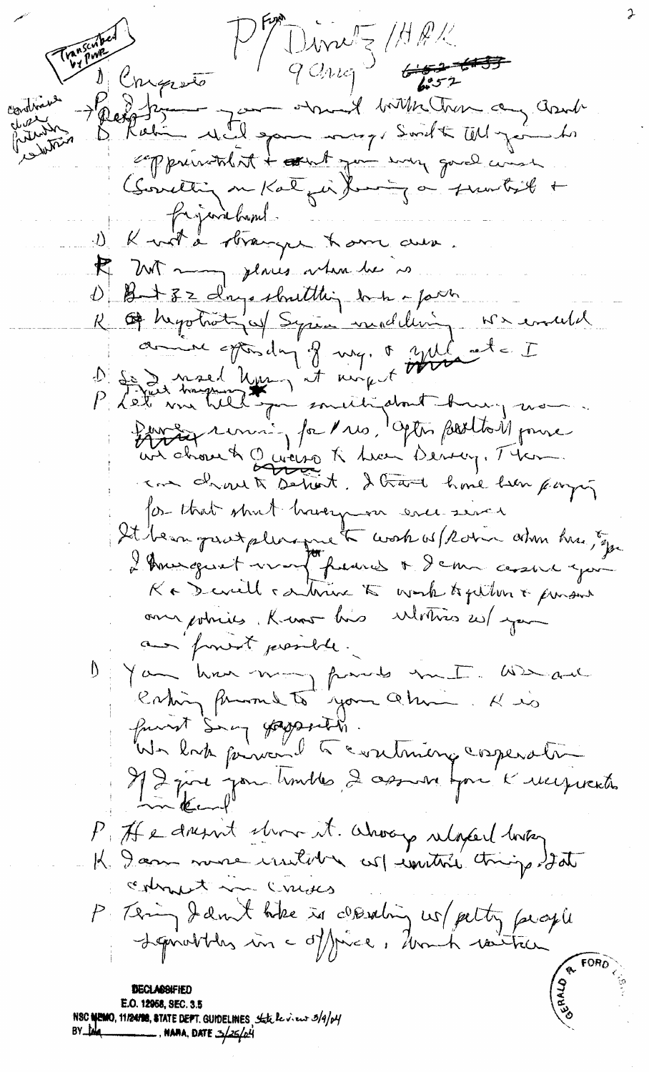Transcribed by PWR

P/Ford/Dinitz/HAK

9 Aug

6052

continue close friendship relations

D Congrats

→ P I'm here [?] your stand better than any Amb

D Rabin [?] [?] [?]. Said to tell you his appreciation + want you very good wishes (something on Kat [?] being a trustful + [?] friend.)

D K not a stranger to our area.

R Not many places where he is

D But 32 days shuttling back + forth

R Of negotiating w/ Syrian meddling. We would arrive after day of neg. + [?] etc. I

D So I missed [?] at airport

P Let me tell you something about being more... [?] running for Pres, after [?] [?] we chose to [?] [?] Dewey. Then we chose to [?]. I [?] have been paying for that short [?] ever since

It been great pleasure to work w/ Rabin when here, + for I have great many friends + I can assure you K + I will continue to work together + pursue our policies. K-now his relations w/ you are finest possible.

D You have many friends in I. We are looking forward to your admin. K is finest [?] [?].

We look forward to continuing cooperation

If I give you troubles, I assure you K [?] [?]

P He doesn't show it. Always relaxed looking

K I am more irritable w/ [?] things. I at [?] in crises

P Thing I don't like is dealing w/ petty people + squabbles in office, [?] [?]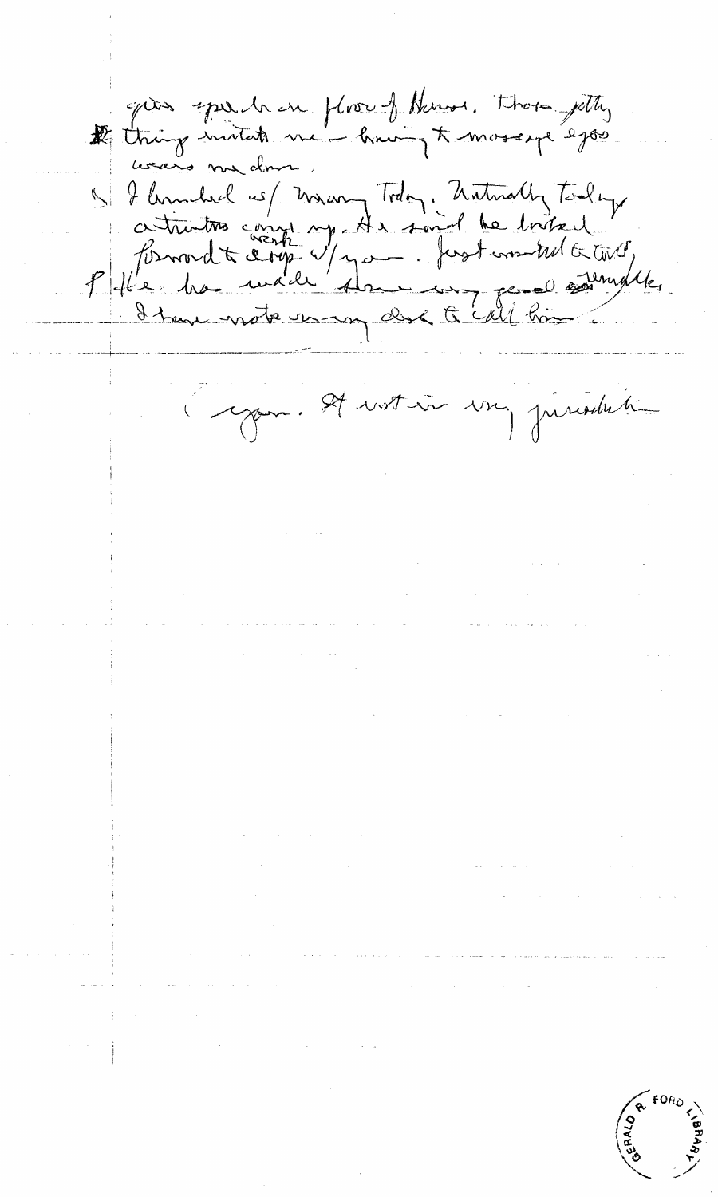gives speech on floor of House. Those petty
* things irritate me — having to massage egos
wears me down.

S I lunched w/ Mary Today. Naturally today's
activities came up. He said he looked
forward to work w/ you. Just wanted to tell.

P He has made some very good remarks.
I have note on my desk to call him.

( you. It not in my jurisdiction